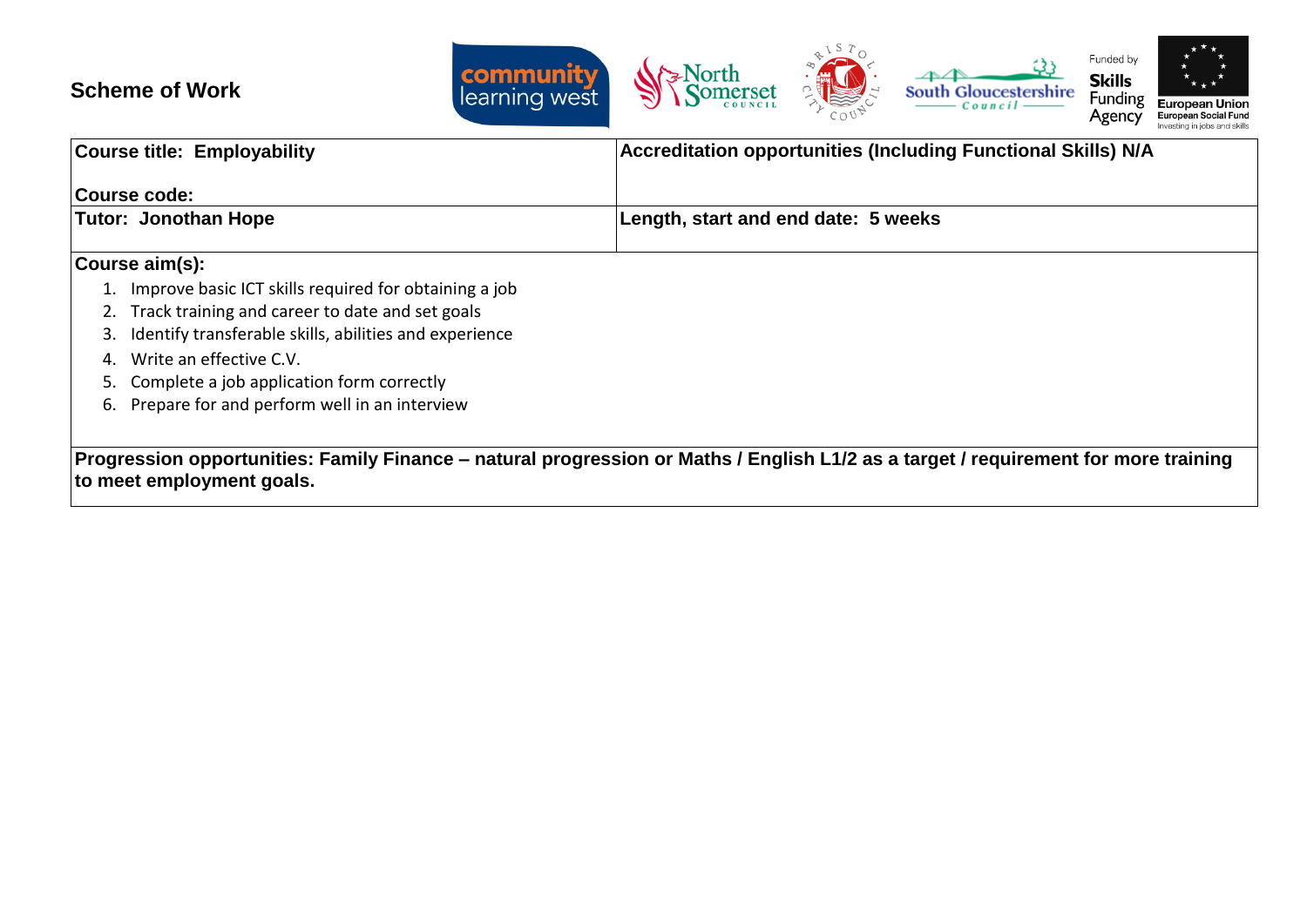# Scheme of Work

| Course title: Employability<br><br>Course code: | Accreditation opportunities (Including Functional Skills) N/A |
|---|---|
| **Tutor: Jonothan Hope** | **Length, start and end date: 5 weeks** |

**Course aim(s):**

1. Improve basic ICT skills required for obtaining a job
2. Track training and career to date and set goals
3. Identify transferable skills, abilities and experience
4. Write an effective C.V.
5. Complete a job application form correctly
6. Prepare for and perform well in an interview

**Progression opportunities: Family Finance – natural progression or Maths / English L1/2 as a target / requirement for more training to meet employment goals.**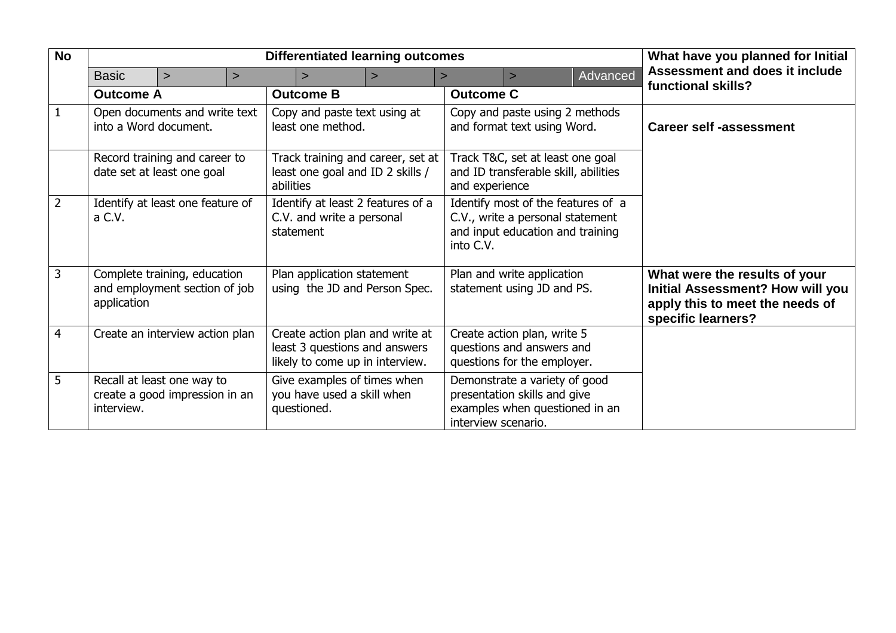| No | Differentiated learning outcomes | | | What have you planned for Initial Assessment and does it include functional skills? |
|---|---|---|---|---|
| | Basic > > > > > > Advanced | | | |
| | **Outcome A** | **Outcome B** | **Outcome C** | |
| 1 | Open documents and write text into a Word document. | Copy and paste text using at least one method. | Copy and paste using 2 methods and format text using Word. | **Career self -assessment** |
| | Record training and career to date set at least one goal | Track training and career, set at least one goal and ID 2 skills / abilities | Track T&C, set at least one goal and ID transferable skill, abilities and experience | |
| 2 | Identify at least one feature of a C.V. | Identify at least 2 features of a C.V. and write a personal statement | Identify most of the features of a C.V., write a personal statement and input education and training into C.V. | |
| 3 | Complete training, education and employment section of job application | Plan application statement using the JD and Person Spec. | Plan and write application statement using JD and PS. | **What were the results of your Initial Assessment? How will you apply this to meet the needs of specific learners?** |
| 4 | Create an interview action plan | Create action plan and write at least 3 questions and answers likely to come up in interview. | Create action plan, write 5 questions and answers and questions for the employer. | |
| 5 | Recall at least one way to create a good impression in an interview. | Give examples of times when you have used a skill when questioned. | Demonstrate a variety of good presentation skills and give examples when questioned in an interview scenario. | |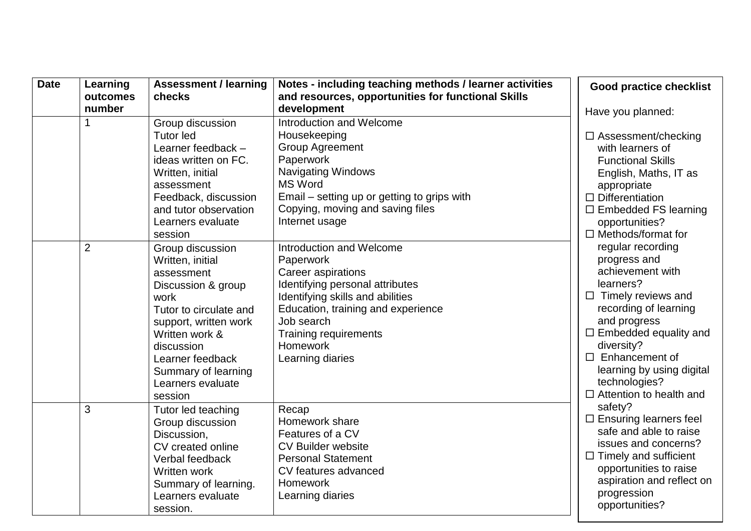| Date | Learning outcomes number | Assessment / learning checks | Notes - including teaching methods / learner activities and resources, opportunities for functional Skills development |
|---|---|---|---|
| | 1 | Group discussion<br>Tutor led<br>Learner feedback – ideas written on FC.<br>Written, initial assessment<br>Feedback, discussion and tutor observation<br>Learners evaluate session | Introduction and Welcome<br>Housekeeping<br>Group Agreement<br>Paperwork<br>Navigating Windows<br>MS Word<br>Email – setting up or getting to grips with<br>Copying, moving and saving files<br>Internet usage |
| | 2 | Group discussion<br>Written, initial assessment<br>Discussion & group work<br>Tutor to circulate and support, written work<br>Written work & discussion<br>Learner feedback<br>Summary of learning<br>Learners evaluate session | Introduction and Welcome<br>Paperwork<br>Career aspirations<br>Identifying personal attributes<br>Identifying skills and abilities<br>Education, training and experience<br>Job search<br>Training requirements<br>Homework<br>Learning diaries |
| | 3 | Tutor led teaching<br>Group discussion<br>Discussion,<br>CV created online<br>Verbal feedback<br>Written work<br>Summary of learning.<br>Learners evaluate session. | Recap<br>Homework share<br>Features of a CV<br>CV Builder website<br>Personal Statement<br>CV features advanced<br>Homework<br>Learning diaries |

**Good practice checklist**

Have you planned:

- ☐ Assessment/checking with learners of Functional Skills English, Maths, IT as appropriate
- ☐ Differentiation
- ☐ Embedded FS learning opportunities?
- ☐ Methods/format for regular recording progress and achievement with learners?
- ☐ Timely reviews and recording of learning and progress
- ☐ Embedded equality and diversity?
- ☐ Enhancement of learning by using digital technologies?
- ☐ Attention to health and safety?
- ☐ Ensuring learners feel safe and able to raise issues and concerns?
- ☐ Timely and sufficient opportunities to raise aspiration and reflect on progression opportunities?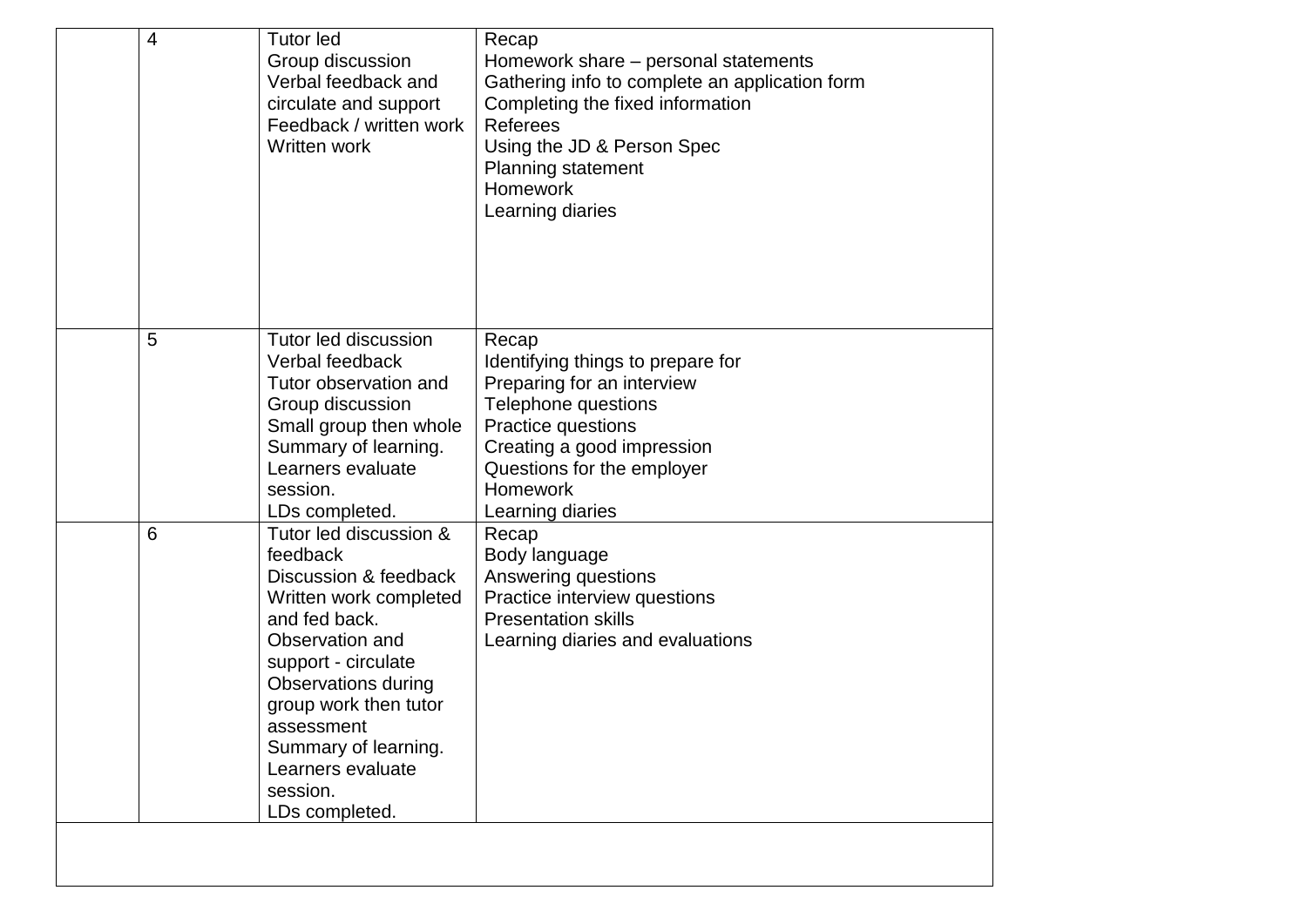|  |  |  |  |
|---|---|---|---|
|  | 4 | Tutor led<br>Group discussion<br>Verbal feedback and circulate and support<br>Feedback / written work<br>Written work | Recap<br>Homework share – personal statements<br>Gathering info to complete an application form<br>Completing the fixed information<br>Referees<br>Using the JD & Person Spec<br>Planning statement<br>Homework<br>Learning diaries |
|  | 5 | Tutor led discussion<br>Verbal feedback<br>Tutor observation and Group discussion<br>Small group then whole<br>Summary of learning.<br>Learners evaluate session.<br>LDs completed. | Recap<br>Identifying things to prepare for<br>Preparing for an interview<br>Telephone questions<br>Practice questions<br>Creating a good impression<br>Questions for the employer<br>Homework<br>Learning diaries |
|  | 6 | Tutor led discussion & feedback<br>Discussion & feedback<br>Written work completed and fed back.<br>Observation and support - circulate<br>Observations during group work then tutor assessment<br>Summary of learning.<br>Learners evaluate session.<br>LDs completed. | Recap<br>Body language<br>Answering questions<br>Practice interview questions<br>Presentation skills<br>Learning diaries and evaluations |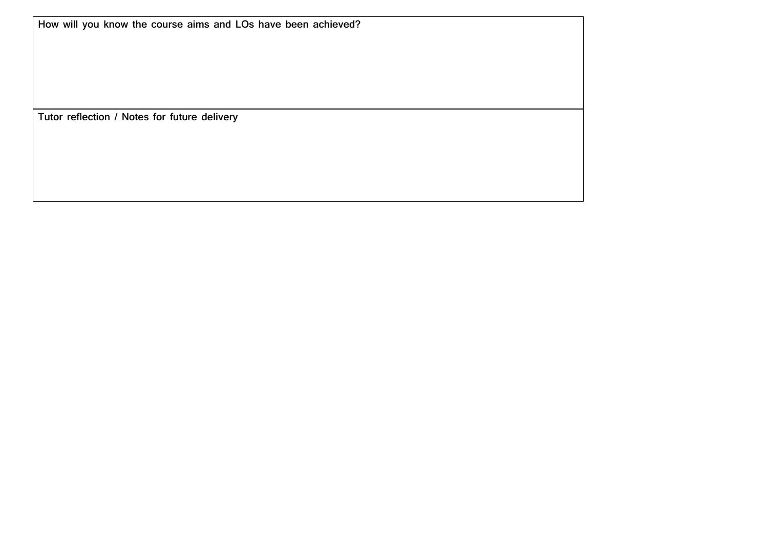| How will you know the course aims and LOs have been achieved? |
| --- |
| |
| **Tutor reflection / Notes for future delivery** |
| |